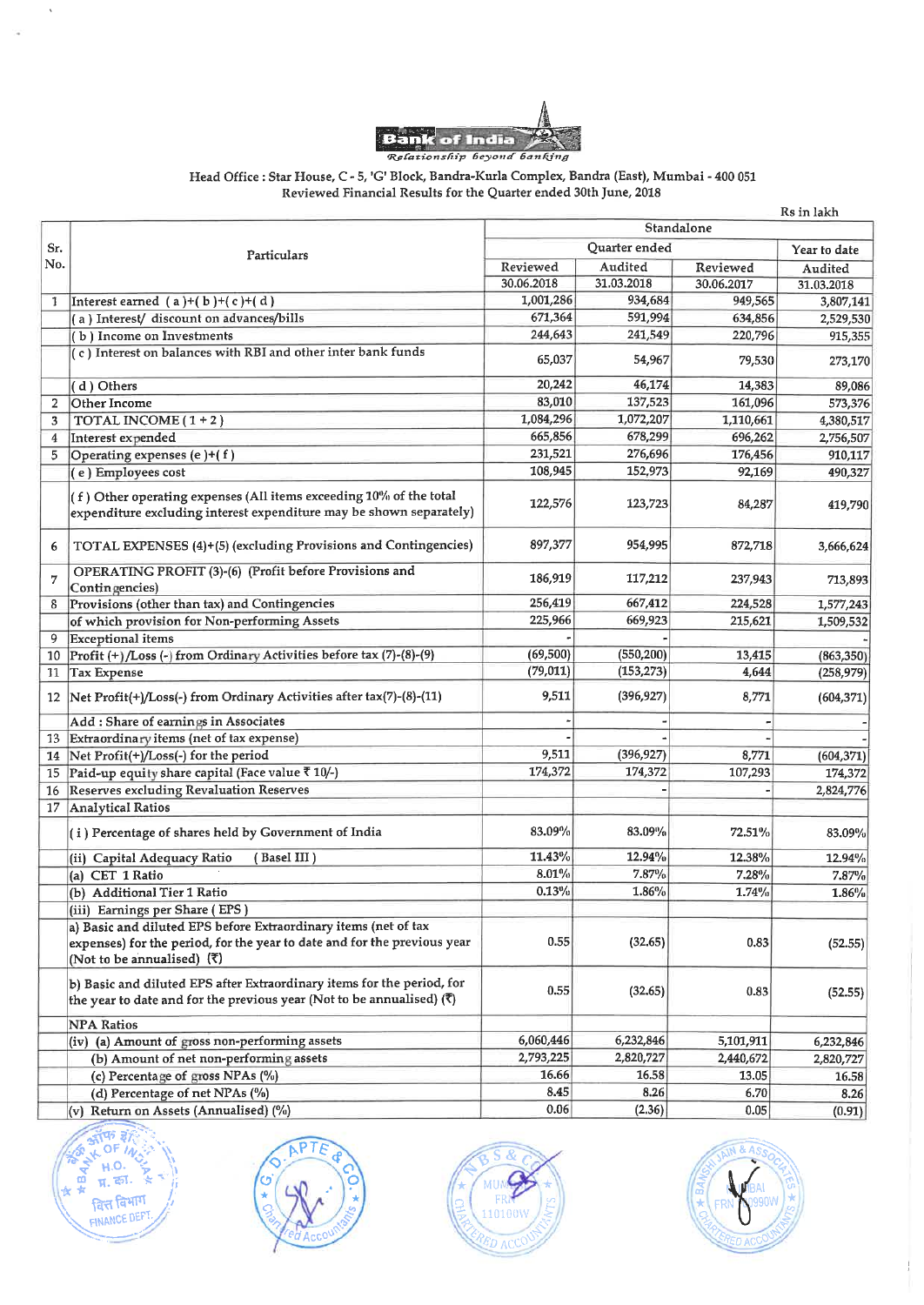# Bank of India

*Relationship beyond banking*

Head Office : Star House, C - 5, 'G' Block, Bandra-Kurla Complex, Bandra (East), Mumbai - 400 051

Reviewed Financial Results for the Quarter ended 30th June, 2018

Rs in lakh

| Sr. No. | Particulars | Standalone | | | |
|---|---|---|---|---|---|
| | | Quarter ended | | | Year to date |
| | | Reviewed | Audited | Reviewed | Audited |
| | | 30.06.2018 | 31.03.2018 | 30.06.2017 | 31.03.2018 |
| 1 | Interest earned (a)+(b)+(c)+(d) | 1,001,286 | 934,684 | 949,565 | 3,807,141 |
| | (a) Interest/ discount on advances/bills | 671,364 | 591,994 | 634,856 | 2,529,530 |
| | (b) Income on Investments | 244,643 | 241,549 | 220,796 | 915,355 |
| | (c) Interest on balances with RBI and other inter bank funds | 65,037 | 54,967 | 79,530 | 273,170 |
| | (d) Others | 20,242 | 46,174 | 14,383 | 89,086 |
| 2 | Other Income | 83,010 | 137,523 | 161,096 | 573,376 |
| 3 | TOTAL INCOME (1 + 2) | 1,084,296 | 1,072,207 | 1,110,661 | 4,380,517 |
| 4 | Interest expended | 665,856 | 678,299 | 696,262 | 2,756,507 |
| 5 | Operating expenses (e)+(f) | 231,521 | 276,696 | 176,456 | 910,117 |
| | (e) Employees cost | 108,945 | 152,973 | 92,169 | 490,327 |
| | (f) Other operating expenses (All items exceeding 10% of the total expenditure excluding interest expenditure may be shown separately) | 122,576 | 123,723 | 84,287 | 419,790 |
| 6 | TOTAL EXPENSES (4)+(5) (excluding Provisions and Contingencies) | 897,377 | 954,995 | 872,718 | 3,666,624 |
| 7 | OPERATING PROFIT (3)-(6) (Profit before Provisions and Contingencies) | 186,919 | 117,212 | 237,943 | 713,893 |
| 8 | Provisions (other than tax) and Contingencies | 256,419 | 667,412 | 224,528 | 1,577,243 |
| | of which provision for Non-performing Assets | 225,966 | 669,923 | 215,621 | 1,509,532 |
| 9 | Exceptional items | - | - | | - |
| 10 | Profit (+)/Loss (-) from Ordinary Activities before tax (7)-(8)-(9) | (69,500) | (550,200) | 13,415 | (863,350) |
| 11 | Tax Expense | (79,011) | (153,273) | 4,644 | (258,979) |
| 12 | Net Profit(+)/Loss(-) from Ordinary Activities after tax(7)-(8)-(11) | 9,511 | (396,927) | 8,771 | (604,371) |
| | Add : Share of earnings in Associates | - | - | - | - |
| 13 | Extraordinary items (net of tax expense) | - | - | - | - |
| 14 | Net Profit(+)/Loss(-) for the period | 9,511 | (396,927) | 8,771 | (604,371) |
| 15 | Paid-up equity share capital (Face value ₹ 10/-) | 174,372 | 174,372 | 107,293 | 174,372 |
| 16 | Reserves excluding Revaluation Reserves | | - | - | 2,824,776 |
| 17 | Analytical Ratios | | | | |
| | (i) Percentage of shares held by Government of India | 83.09% | 83.09% | 72.51% | 83.09% |
| | (ii) Capital Adequacy Ratio (Basel III) | 11.43% | 12.94% | 12.38% | 12.94% |
| | (a) CET 1 Ratio | 8.01% | 7.87% | 7.28% | 7.87% |
| | (b) Additional Tier 1 Ratio | 0.13% | 1.86% | 1.74% | 1.86% |
| | (iii) Earnings per Share (EPS) | | | | |
| | a) Basic and diluted EPS before Extraordinary items (net of tax expenses) for the period, for the year to date and for the previous year (Not to be annualised) (₹) | 0.55 | (32.65) | 0.83 | (52.55) |
| | b) Basic and diluted EPS after Extraordinary items for the period, for the year to date and for the previous year (Not to be annualised) (₹) | 0.55 | (32.65) | 0.83 | (52.55) |
| | NPA Ratios | | | | |
| | (iv) (a) Amount of gross non-performing assets | 6,060,446 | 6,232,846 | 5,101,911 | 6,232,846 |
| | (b) Amount of net non-performing assets | 2,793,225 | 2,820,727 | 2,440,672 | 2,820,727 |
| | (c) Percentage of gross NPAs (%) | 16.66 | 16.58 | 13.05 | 16.58 |
| | (d) Percentage of net NPAs (%) | 8.45 | 8.26 | 6.70 | 8.26 |
| | (v) Return on Assets (Annualised) (%) | 0.06 | (2.36) | 0.05 | (0.91) |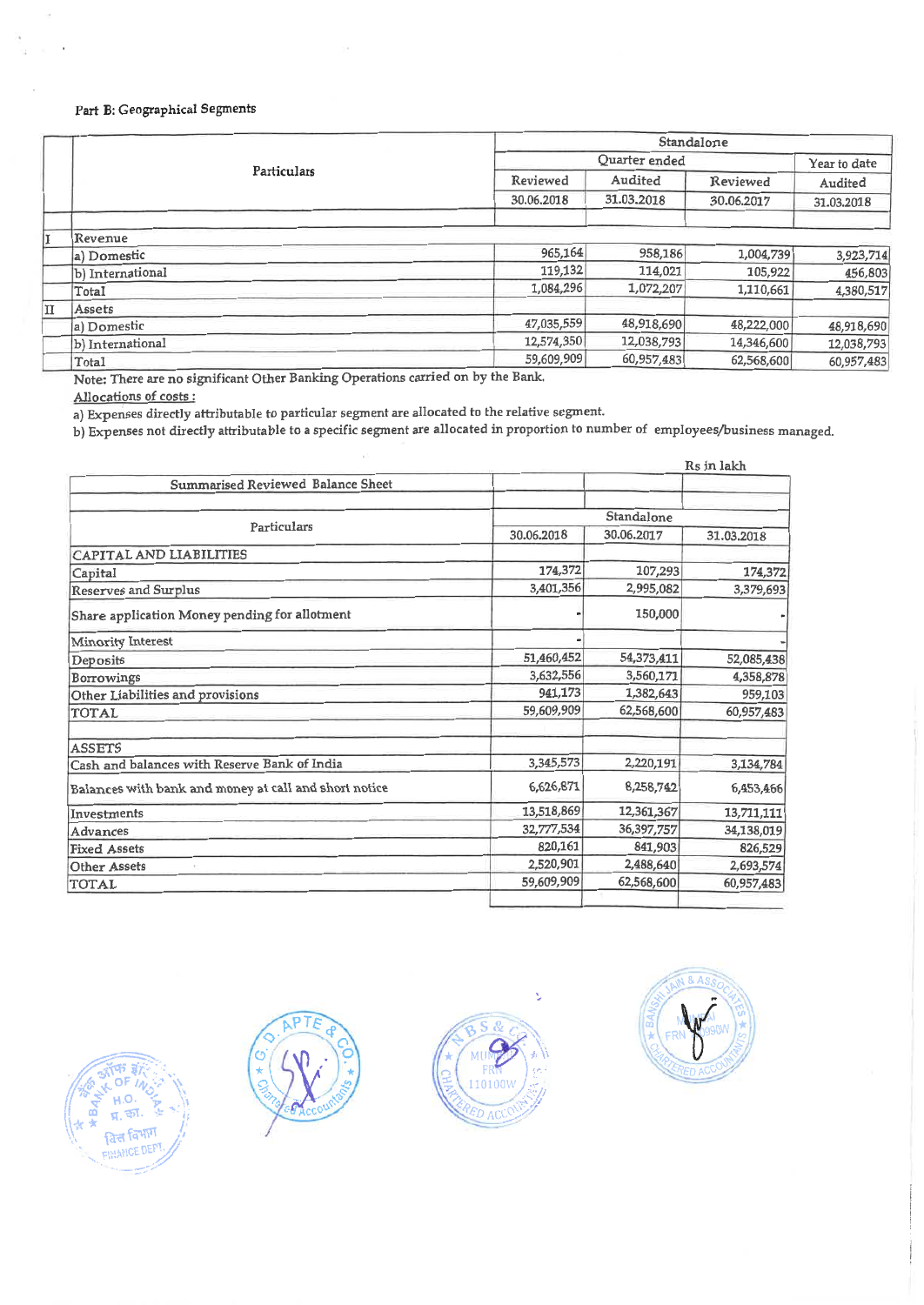Part B: Geographical Segments

| | Particulars | Standalone | | | |
|---|---|---|---|---|---|
| | | Quarter ended | | | Year to date |
| | | Reviewed | Audited | Reviewed | Audited |
| | | 30.06.2018 | 31.03.2018 | 30.06.2017 | 31.03.2018 |
| I | Revenue | | | | |
| | a) Domestic | 965,164 | 958,186 | 1,004,739 | 3,923,714 |
| | b) International | 119,132 | 114,021 | 105,922 | 456,803 |
| | Total | 1,084,296 | 1,072,207 | 1,110,661 | 4,380,517 |
| II | Assets | | | | |
| | a) Domestic | 47,035,559 | 48,918,690 | 48,222,000 | 48,918,690 |
| | b) International | 12,574,350 | 12,038,793 | 14,346,600 | 12,038,793 |
| | Total | 59,609,909 | 60,957,483 | 62,568,600 | 60,957,483 |

Note: There are no significant Other Banking Operations carried on by the Bank.

Allocations of costs :

a) Expenses directly attributable to particular segment are allocated to the relative segment.

b) Expenses not directly attributable to a specific segment are allocated in proportion to number of employees/business managed.

Rs in lakh

| Summarised Reviewed Balance Sheet | | | |
|---|---|---|---|
| Particulars | Standalone | | |
| | 30.06.2018 | 30.06.2017 | 31.03.2018 |
| CAPITAL AND LIABILITIES | | | |
| Capital | 174,372 | 107,293 | 174,372 |
| Reserves and Surplus | 3,401,356 | 2,995,082 | 3,379,693 |
| Share application Money pending for allotment | - | 150,000 | - |
| Minority Interest | - | | - |
| Deposits | 51,460,452 | 54,373,411 | 52,085,438 |
| Borrowings | 3,632,556 | 3,560,171 | 4,358,878 |
| Other Liabilities and provisions | 941,173 | 1,382,643 | 959,103 |
| TOTAL | 59,609,909 | 62,568,600 | 60,957,483 |
| ASSETS | | | |
| Cash and balances with Reserve Bank of India | 3,345,573 | 2,220,191 | 3,134,784 |
| Balances with bank and money at call and short notice | 6,626,871 | 8,258,742 | 6,453,466 |
| Investments | 13,518,869 | 12,361,367 | 13,711,111 |
| Advances | 32,777,534 | 36,397,757 | 34,138,019 |
| Fixed Assets | 820,161 | 841,903 | 826,529 |
| Other Assets | 2,520,901 | 2,488,640 | 2,693,574 |
| TOTAL | 59,609,909 | 62,568,600 | 60,957,483 |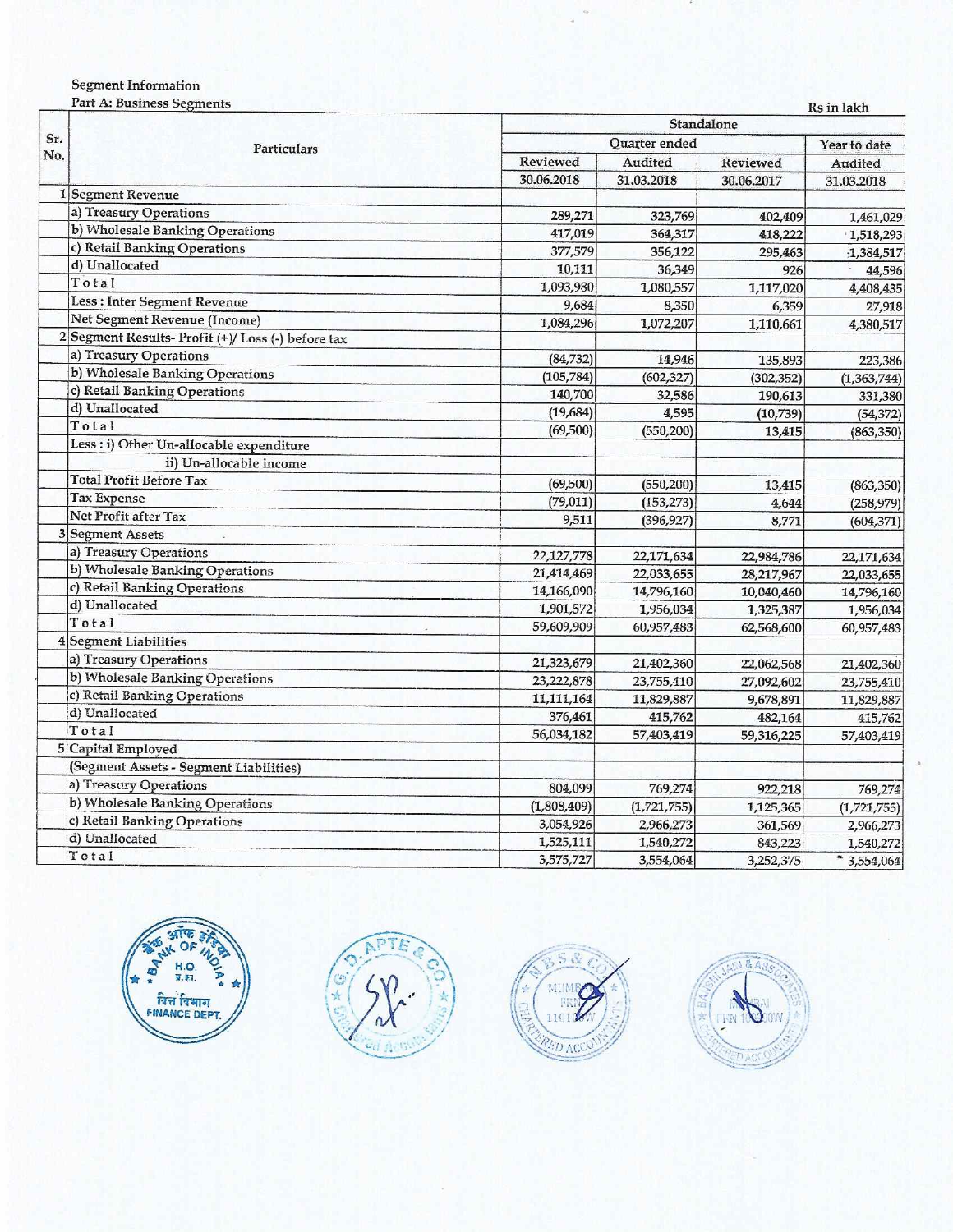Segment Information

Part A: Business Segments

Rs in lakh

| Sr. No. | Particulars | Standalone | | | |
|---|---|---|---|---|---|
| | | Quarter ended | | | Year to date |
| | | Reviewed | Audited | Reviewed | Audited |
| | | 30.06.2018 | 31.03.2018 | 30.06.2017 | 31.03.2018 |
| 1 | Segment Revenue | | | | |
| | a) Treasury Operations | 289,271 | 323,769 | 402,409 | 1,461,029 |
| | b) Wholesale Banking Operations | 417,019 | 364,317 | 418,222 | 1,518,293 |
| | c) Retail Banking Operations | 377,579 | 356,122 | 295,463 | 1,384,517 |
| | d) Unallocated | 10,111 | 36,349 | 926 | 44,596 |
| | Total | 1,093,980 | 1,080,557 | 1,117,020 | 4,408,435 |
| | Less : Inter Segment Revenue | 9,684 | 8,350 | 6,359 | 27,918 |
| | Net Segment Revenue (Income) | 1,084,296 | 1,072,207 | 1,110,661 | 4,380,517 |
| 2 | Segment Results- Profit (+)/ Loss (-) before tax | | | | |
| | a) Treasury Operations | (84,732) | 14,946 | 135,893 | 223,386 |
| | b) Wholesale Banking Operations | (105,784) | (602,327) | (302,352) | (1,363,744) |
| | c) Retail Banking Operations | 140,700 | 32,586 | 190,613 | 331,380 |
| | d) Unallocated | (19,684) | 4,595 | (10,739) | (54,372) |
| | Total | (69,500) | (550,200) | 13,415 | (863,350) |
| | Less : i) Other Un-allocable expenditure | | | | |
| | ii) Un-allocable income | | | | |
| | Total Profit Before Tax | (69,500) | (550,200) | 13,415 | (863,350) |
| | Tax Expense | (79,011) | (153,273) | 4,644 | (258,979) |
| | Net Profit after Tax | 9,511 | (396,927) | 8,771 | (604,371) |
| 3 | Segment Assets | | | | |
| | a) Treasury Operations | 22,127,778 | 22,171,634 | 22,984,786 | 22,171,634 |
| | b) Wholesale Banking Operations | 21,414,469 | 22,033,655 | 28,217,967 | 22,033,655 |
| | c) Retail Banking Operations | 14,166,090 | 14,796,160 | 10,040,460 | 14,796,160 |
| | d) Unallocated | 1,901,572 | 1,956,034 | 1,325,387 | 1,956,034 |
| | Total | 59,609,909 | 60,957,483 | 62,568,600 | 60,957,483 |
| 4 | Segment Liabilities | | | | |
| | a) Treasury Operations | 21,323,679 | 21,402,360 | 22,062,568 | 21,402,360 |
| | b) Wholesale Banking Operations | 23,222,878 | 23,755,410 | 27,092,602 | 23,755,410 |
| | c) Retail Banking Operations | 11,111,164 | 11,829,887 | 9,678,891 | 11,829,887 |
| | d) Unallocated | 376,461 | 415,762 | 482,164 | 415,762 |
| | Total | 56,034,182 | 57,403,419 | 59,316,225 | 57,403,419 |
| 5 | Capital Employed | | | | |
| | (Segment Assets - Segment Liabilities) | | | | |
| | a) Treasury Operations | 804,099 | 769,274 | 922,218 | 769,274 |
| | b) Wholesale Banking Operations | (1,808,409) | (1,721,755) | 1,125,365 | (1,721,755) |
| | c) Retail Banking Operations | 3,054,926 | 2,966,273 | 361,569 | 2,966,273 |
| | d) Unallocated | 1,525,111 | 1,540,272 | 843,223 | 1,540,272 |
| | Total | 3,575,727 | 3,554,064 | 3,252,375 | 3,554,064 |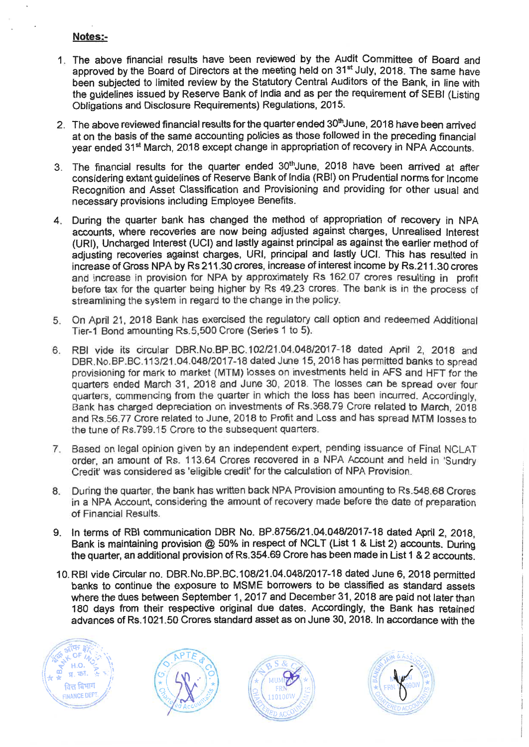**Notes:-**

1. The above financial results have been reviewed by the Audit Committee of Board and approved by the Board of Directors at the meeting held on 31st July, 2018. The same have been subjected to limited review by the Statutory Central Auditors of the Bank, in line with the guidelines issued by Reserve Bank of India and as per the requirement of SEBI (Listing Obligations and Disclosure Requirements) Regulations, 2015.

2. The above reviewed financial results for the quarter ended 30th June, 2018 have been arrived at on the basis of the same accounting policies as those followed in the preceding financial year ended 31st March, 2018 except change in appropriation of recovery in NPA Accounts.

3. The financial results for the quarter ended 30th June, 2018 have been arrived at after considering extant guidelines of Reserve Bank of India (RBI) on Prudential norms for Income Recognition and Asset Classification and Provisioning and providing for other usual and necessary provisions including Employee Benefits.

4. During the quarter bank has changed the method of appropriation of recovery in NPA accounts, where recoveries are now being adjusted against charges, Unrealised Interest (URI), Uncharged Interest (UCI) and lastly against principal as against the earlier method of adjusting recoveries against charges, URI, principal and lastly UCI. This has resulted in increase of Gross NPA by Rs 211.30 crores, increase of interest income by Rs.211.30 crores and increase in provision for NPA by approximately Rs 162.07 crores resulting in profit before tax for the quarter being higher by Rs 49.23 crores. The bank is in the process of streamlining the system in regard to the change in the policy.

5. On April 21, 2018 Bank has exercised the regulatory call option and redeemed Additional Tier-1 Bond amounting Rs.5,500 Crore (Series 1 to 5).

6. RBI vide its circular DBR.No.BP.BC.102/21.04.048/2017-18 dated April 2, 2018 and DBR.No.BP.BC.113/21.04.048/2017-18 dated June 15, 2018 has permitted banks to spread provisioning for mark to market (MTM) losses on investments held in AFS and HFT for the quarters ended March 31, 2018 and June 30, 2018. The losses can be spread over four quarters, commencing from the quarter in which the loss has been incurred. Accordingly, Bank has charged depreciation on investments of Rs.368.79 Crore related to March, 2018 and Rs.56.77 Crore related to June, 2018 to Profit and Loss and has spread MTM losses to the tune of Rs.799.15 Crore to the subsequent quarters.

7. Based on legal opinion given by an independent expert, pending issuance of Final NCLAT order, an amount of Rs. 113.64 Crores recovered in a NPA Account and held in 'Sundry Credit' was considered as 'eligible credit' for the calculation of NPA Provision.

8. During the quarter, the bank has written back NPA Provision amounting to Rs.548.68 Crores in a NPA Account, considering the amount of recovery made before the date of preparation of Financial Results.

9. In terms of RBI communication DBR No. BP.8756/21.04.048/2017-18 dated April 2, 2018, Bank is maintaining provision @ 50% in respect of NCLT (List 1 & List 2) accounts. During the quarter, an additional provision of Rs.354.69 Crore has been made in List 1 & 2 accounts.

10. RBI vide Circular no. DBR.No.BP.BC.108/21.04.048/2017-18 dated June 6, 2018 permitted banks to continue the exposure to MSME borrowers to be classified as standard assets where the dues between September 1, 2017 and December 31, 2018 are paid not later than 180 days from their respective original due dates. Accordingly, the Bank has retained advances of Rs.1021.50 Crores standard asset as on June 30, 2018. In accordance with the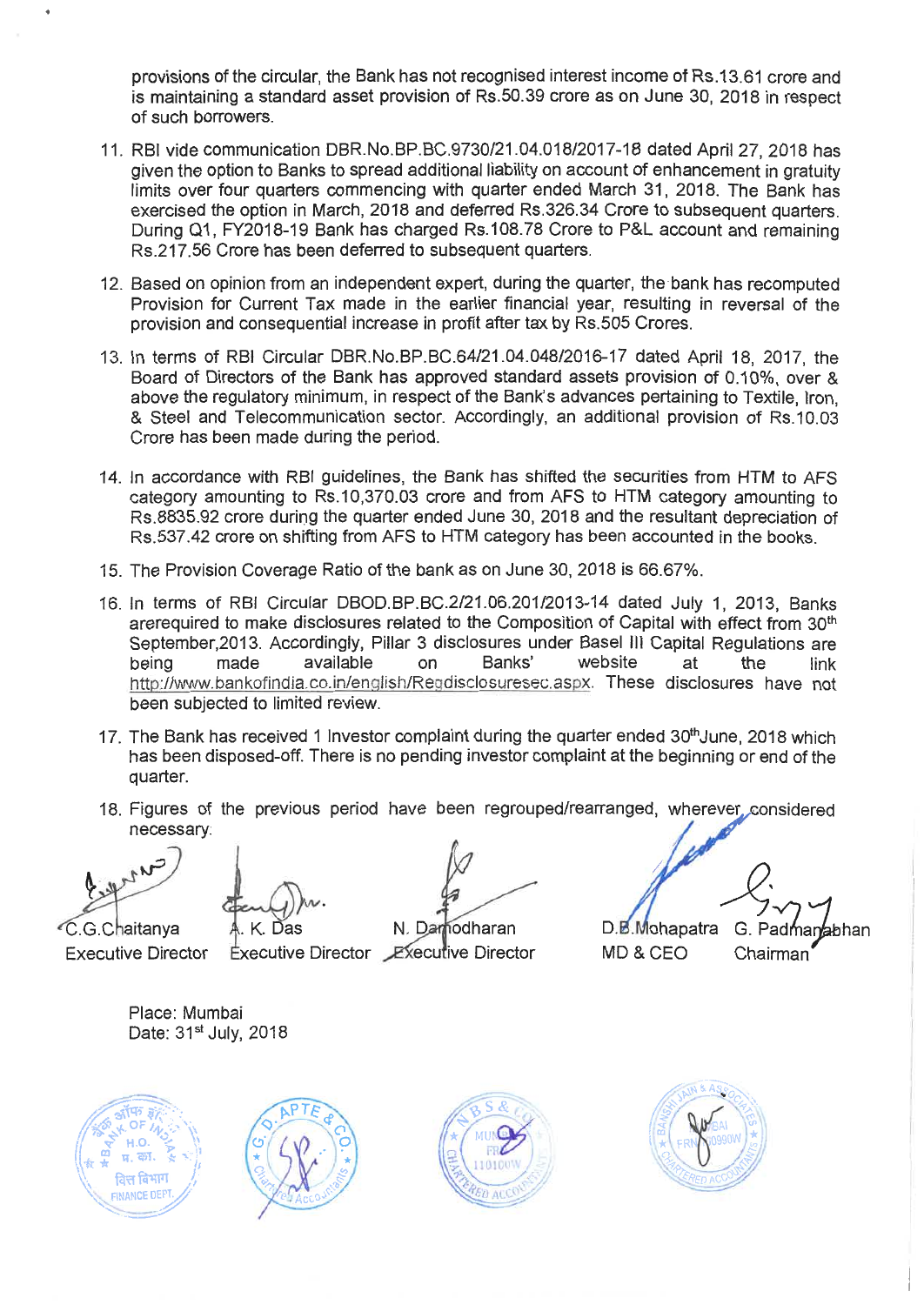provisions of the circular, the Bank has not recognised interest income of Rs.13.61 crore and is maintaining a standard asset provision of Rs.50.39 crore as on June 30, 2018 in respect of such borrowers.

11. RBI vide communication DBR.No.BP.BC.9730/21.04.018/2017-18 dated April 27, 2018 has given the option to Banks to spread additional liability on account of enhancement in gratuity limits over four quarters commencing with quarter ended March 31, 2018. The Bank has exercised the option in March, 2018 and deferred Rs.326.34 Crore to subsequent quarters. During Q1, FY2018-19 Bank has charged Rs.108.78 Crore to P&L account and remaining Rs.217.56 Crore has been deferred to subsequent quarters.

12. Based on opinion from an independent expert, during the quarter, the bank has recomputed Provision for Current Tax made in the earlier financial year, resulting in reversal of the provision and consequential increase in profit after tax by Rs.505 Crores.

13. In terms of RBI Circular DBR.No.BP.BC.64/21.04.048/2016-17 dated April 18, 2017, the Board of Directors of the Bank has approved standard assets provision of 0.10%, over & above the regulatory minimum, in respect of the Bank's advances pertaining to Textile, Iron, & Steel and Telecommunication sector. Accordingly, an additional provision of Rs.10.03 Crore has been made during the period.

14. In accordance with RBI guidelines, the Bank has shifted the securities from HTM to AFS category amounting to Rs.10,370.03 crore and from AFS to HTM category amounting to Rs.8835.92 crore during the quarter ended June 30, 2018 and the resultant depreciation of Rs.537.42 crore on shifting from AFS to HTM category has been accounted in the books.

15. The Provision Coverage Ratio of the bank as on June 30, 2018 is 66.67%.

16. In terms of RBI Circular DBOD.BP.BC.2/21.06.201/2013-14 dated July 1, 2013, Banks arerequired to make disclosures related to the Composition of Capital with effect from 30th September,2013. Accordingly, Pillar 3 disclosures under Basel III Capital Regulations are being made available on Banks' website at the link http://www.bankofindia.co.in/english/Regdisclosuresec.aspx. These disclosures have not been subjected to limited review.

17. The Bank has received 1 Investor complaint during the quarter ended 30th June, 2018 which has been disposed-off. There is no pending investor complaint at the beginning or end of the quarter.

18. Figures of the previous period have been regrouped/rearranged, wherever considered necessary.

| C.G.Chaitanya | A. K. Das | N. Damodharan | D.B.Mohapatra | G. Padmanabhan |
|---|---|---|---|---|
| Executive Director | Executive Director | Executive Director | MD & CEO | Chairman |

Place: Mumbai
Date: 31st July, 2018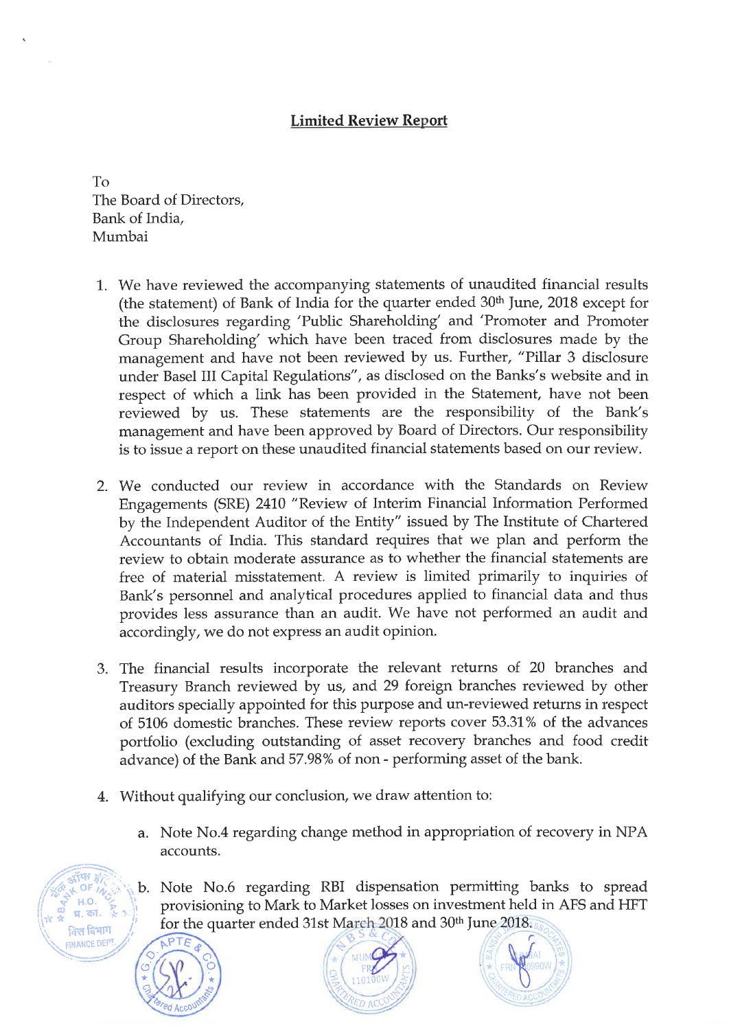## Limited Review Report

To
The Board of Directors,
Bank of India,
Mumbai

1. We have reviewed the accompanying statements of unaudited financial results (the statement) of Bank of India for the quarter ended 30th June, 2018 except for the disclosures regarding 'Public Shareholding' and 'Promoter and Promoter Group Shareholding' which have been traced from disclosures made by the management and have not been reviewed by us. Further, "Pillar 3 disclosure under Basel III Capital Regulations", as disclosed on the Banks's website and in respect of which a link has been provided in the Statement, have not been reviewed by us. These statements are the responsibility of the Bank's management and have been approved by Board of Directors. Our responsibility is to issue a report on these unaudited financial statements based on our review.

2. We conducted our review in accordance with the Standards on Review Engagements (SRE) 2410 "Review of Interim Financial Information Performed by the Independent Auditor of the Entity" issued by The Institute of Chartered Accountants of India. This standard requires that we plan and perform the review to obtain moderate assurance as to whether the financial statements are free of material misstatement. A review is limited primarily to inquiries of Bank's personnel and analytical procedures applied to financial data and thus provides less assurance than an audit. We have not performed an audit and accordingly, we do not express an audit opinion.

3. The financial results incorporate the relevant returns of 20 branches and Treasury Branch reviewed by us, and 29 foreign branches reviewed by other auditors specially appointed for this purpose and un-reviewed returns in respect of 5106 domestic branches. These review reports cover 53.31% of the advances portfolio (excluding outstanding of asset recovery branches and food credit advance) of the Bank and 57.98% of non - performing asset of the bank.

4. Without qualifying our conclusion, we draw attention to:

   a. Note No.4 regarding change method in appropriation of recovery in NPA accounts.

   b. Note No.6 regarding RBI dispensation permitting banks to spread provisioning to Mark to Market losses on investment held in AFS and HFT for the quarter ended 31st March 2018 and 30th June 2018.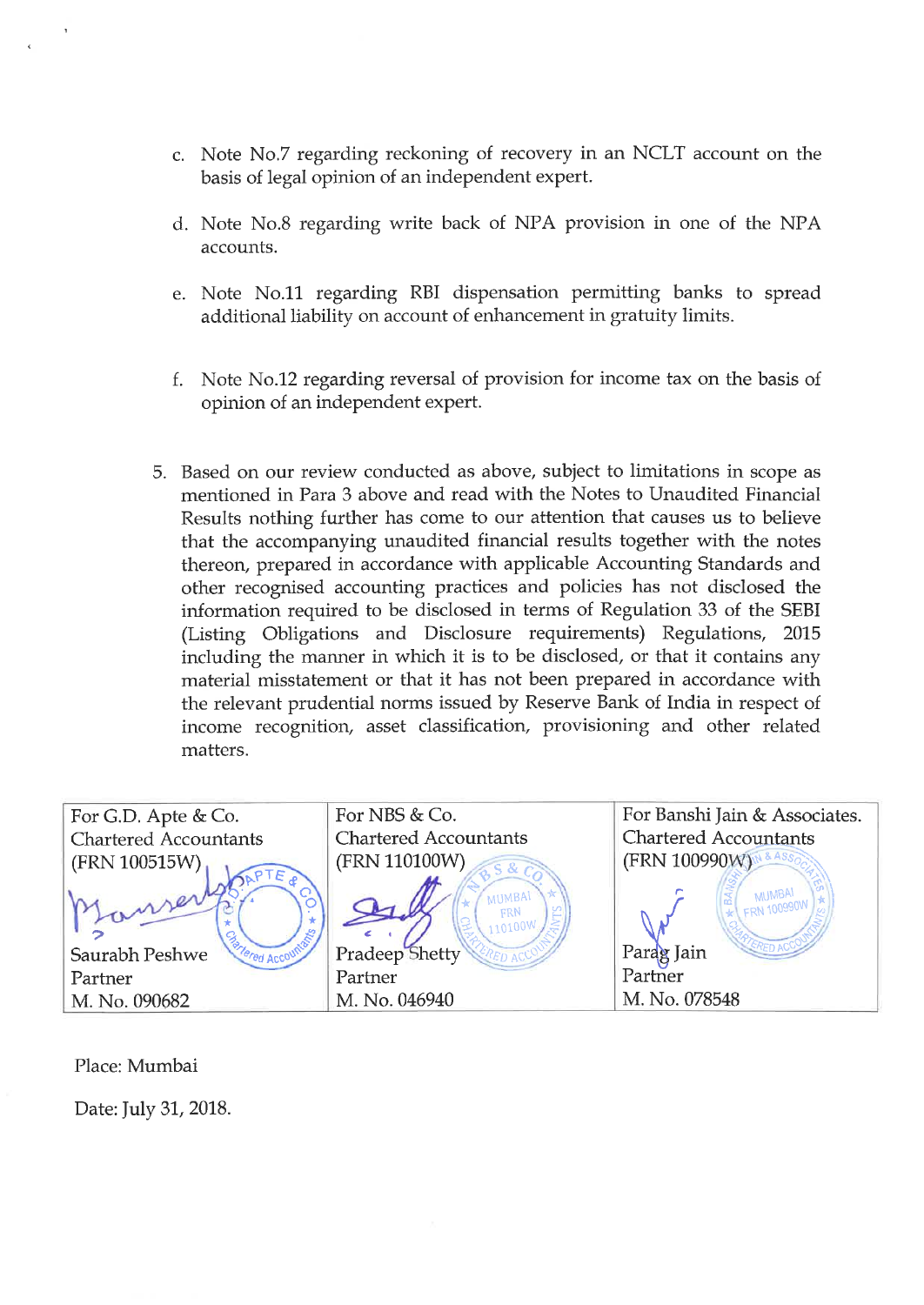c. Note No.7 regarding reckoning of recovery in an NCLT account on the basis of legal opinion of an independent expert.

d. Note No.8 regarding write back of NPA provision in one of the NPA accounts.

e. Note No.11 regarding RBI dispensation permitting banks to spread additional liability on account of enhancement in gratuity limits.

f. Note No.12 regarding reversal of provision for income tax on the basis of opinion of an independent expert.

5. Based on our review conducted as above, subject to limitations in scope as mentioned in Para 3 above and read with the Notes to Unaudited Financial Results nothing further has come to our attention that causes us to believe that the accompanying unaudited financial results together with the notes thereon, prepared in accordance with applicable Accounting Standards and other recognised accounting practices and policies has not disclosed the information required to be disclosed in terms of Regulation 33 of the SEBI (Listing Obligations and Disclosure requirements) Regulations, 2015 including the manner in which it is to be disclosed, or that it contains any material misstatement or that it has not been prepared in accordance with the relevant prudential norms issued by Reserve Bank of India in respect of income recognition, asset classification, provisioning and other related matters.

| | | |
|---|---|---|
| For G.D. Apte & Co.<br>Chartered Accountants<br>(FRN 100515W)<br><br>Saurabh Peshwe<br>Partner<br>M. No. 090682 | For NBS & Co.<br>Chartered Accountants<br>(FRN 110100W)<br><br>Pradeep Shetty<br>Partner<br>M. No. 046940 | For Banshi Jain & Associates.<br>Chartered Accountants<br>(FRN 100990W)<br><br>Parag Jain<br>Partner<br>M. No. 078548 |

Place: Mumbai

Date: July 31, 2018.